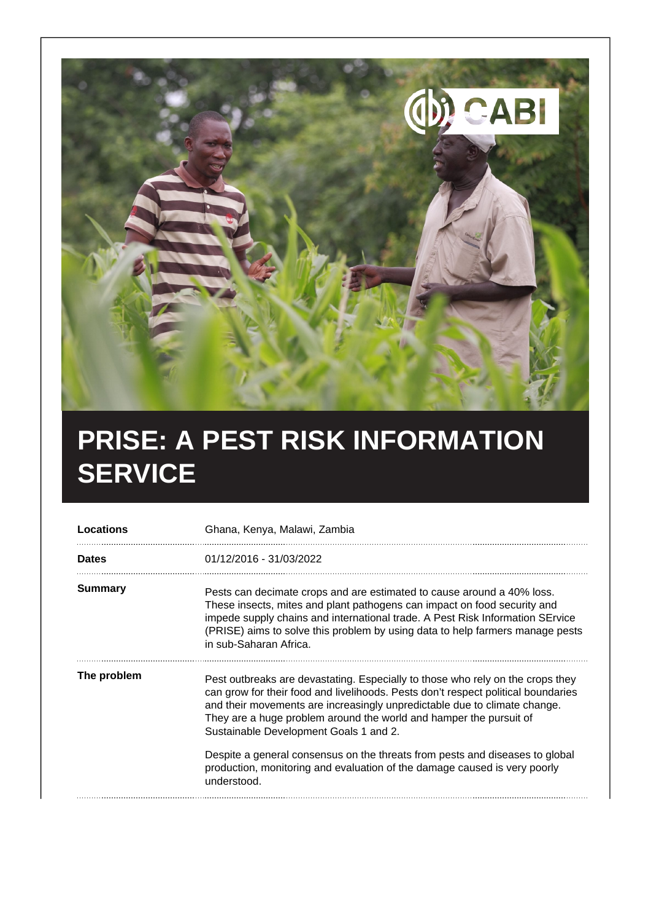# PRISE: A PEST RISK INFORMATION SERVICE

| | |
|---|---|
| **Locations** | Ghana, Kenya, Malawi, Zambia |
| **Dates** | 01/12/2016 - 31/03/2022 |
| **Summary** | Pests can decimate crops and are estimated to cause around a 40% loss. These insects, mites and plant pathogens can impact on food security and impede supply chains and international trade. A Pest Risk Information SErvice (PRISE) aims to solve this problem by using data to help farmers manage pests in sub-Saharan Africa. |
| **The problem** | Pest outbreaks are devastating. Especially to those who rely on the crops they can grow for their food and livelihoods. Pests don't respect political boundaries and their movements are increasingly unpredictable due to climate change. They are a huge problem around the world and hamper the pursuit of Sustainable Development Goals 1 and 2.<br><br>Despite a general consensus on the threats from pests and diseases to global production, monitoring and evaluation of the damage caused is very poorly understood. |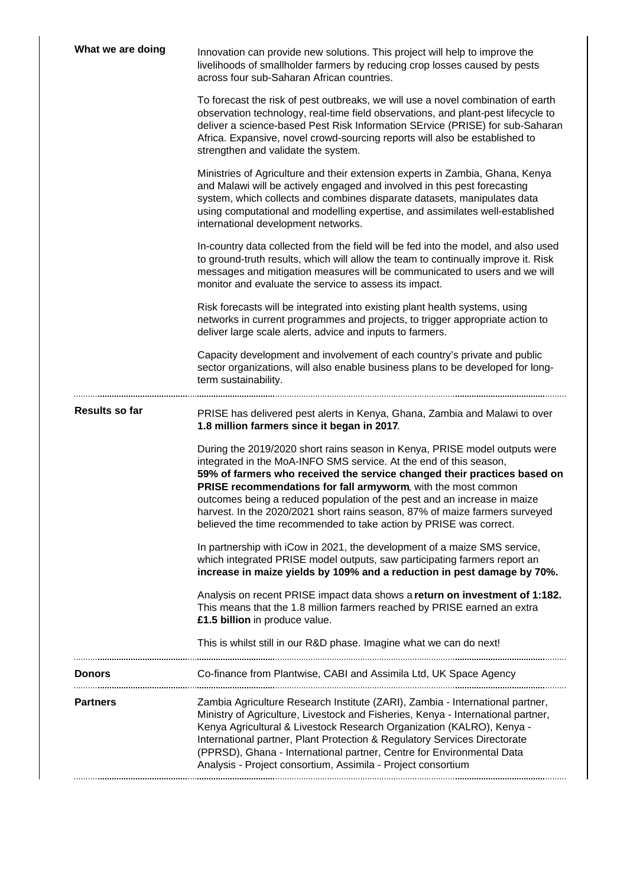| | |
|---|---|
| **What we are doing** | Innovation can provide new solutions. This project will help to improve the livelihoods of smallholder farmers by reducing crop losses caused by pests across four sub-Saharan African countries.<br><br>To forecast the risk of pest outbreaks, we will use a novel combination of earth observation technology, real-time field observations, and plant-pest lifecycle to deliver a science-based Pest Risk Information SErvice (PRISE) for sub-Saharan Africa. Expansive, novel crowd-sourcing reports will also be established to strengthen and validate the system.<br><br>Ministries of Agriculture and their extension experts in Zambia, Ghana, Kenya and Malawi will be actively engaged and involved in this pest forecasting system, which collects and combines disparate datasets, manipulates data using computational and modelling expertise, and assimilates well-established international development networks.<br><br>In-country data collected from the field will be fed into the model, and also used to ground-truth results, which will allow the team to continually improve it. Risk messages and mitigation measures will be communicated to users and we will monitor and evaluate the service to assess its impact.<br><br>Risk forecasts will be integrated into existing plant health systems, using networks in current programmes and projects, to trigger appropriate action to deliver large scale alerts, advice and inputs to farmers.<br><br>Capacity development and involvement of each country's private and public sector organizations, will also enable business plans to be developed for long-term sustainability. |
| **Results so far** | PRISE has delivered pest alerts in Kenya, Ghana, Zambia and Malawi to over **1.8 million farmers since it began in 2017**.<br><br>During the 2019/2020 short rains season in Kenya, PRISE model outputs were integrated in the MoA-INFO SMS service. At the end of this season, **59% of farmers who received the service changed their practices based on PRISE recommendations for fall armyworm**, with the most common outcomes being a reduced population of the pest and an increase in maize harvest. In the 2020/2021 short rains season, 87% of maize farmers surveyed believed the time recommended to take action by PRISE was correct.<br><br>In partnership with iCow in 2021, the development of a maize SMS service, which integrated PRISE model outputs, saw participating farmers report an **increase in maize yields by 109% and a reduction in pest damage by 70%.**<br><br>Analysis on recent PRISE impact data shows a **return on investment of 1:182.** This means that the 1.8 million farmers reached by PRISE earned an extra **£1.5 billion** in produce value.<br><br>This is whilst still in our R&D phase. Imagine what we can do next! |
| **Donors** | Co-finance from Plantwise, CABI and Assimila Ltd, UK Space Agency |
| **Partners** | Zambia Agriculture Research Institute (ZARI), Zambia - International partner, Ministry of Agriculture, Livestock and Fisheries, Kenya - International partner, Kenya Agricultural & Livestock Research Organization (KALRO), Kenya - International partner, Plant Protection & Regulatory Services Directorate (PPRSD), Ghana - International partner, Centre for Environmental Data Analysis - Project consortium, Assimila - Project consortium |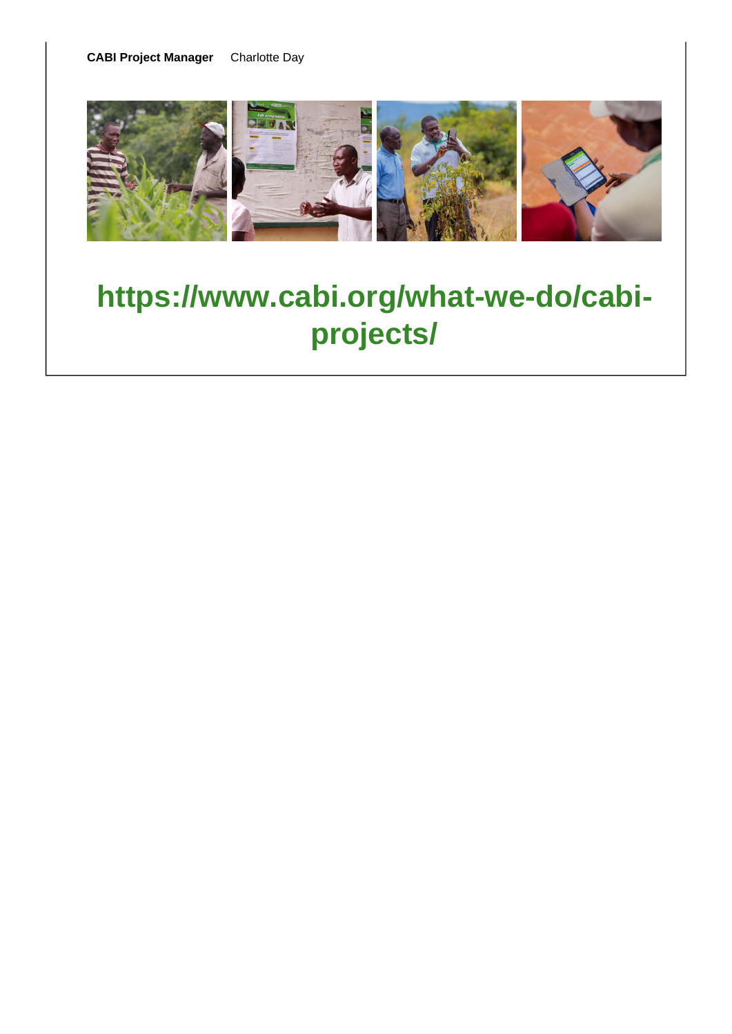**CABI Project Manager** Charlotte Day

## https://www.cabi.org/what-we-do/cabi-projects/